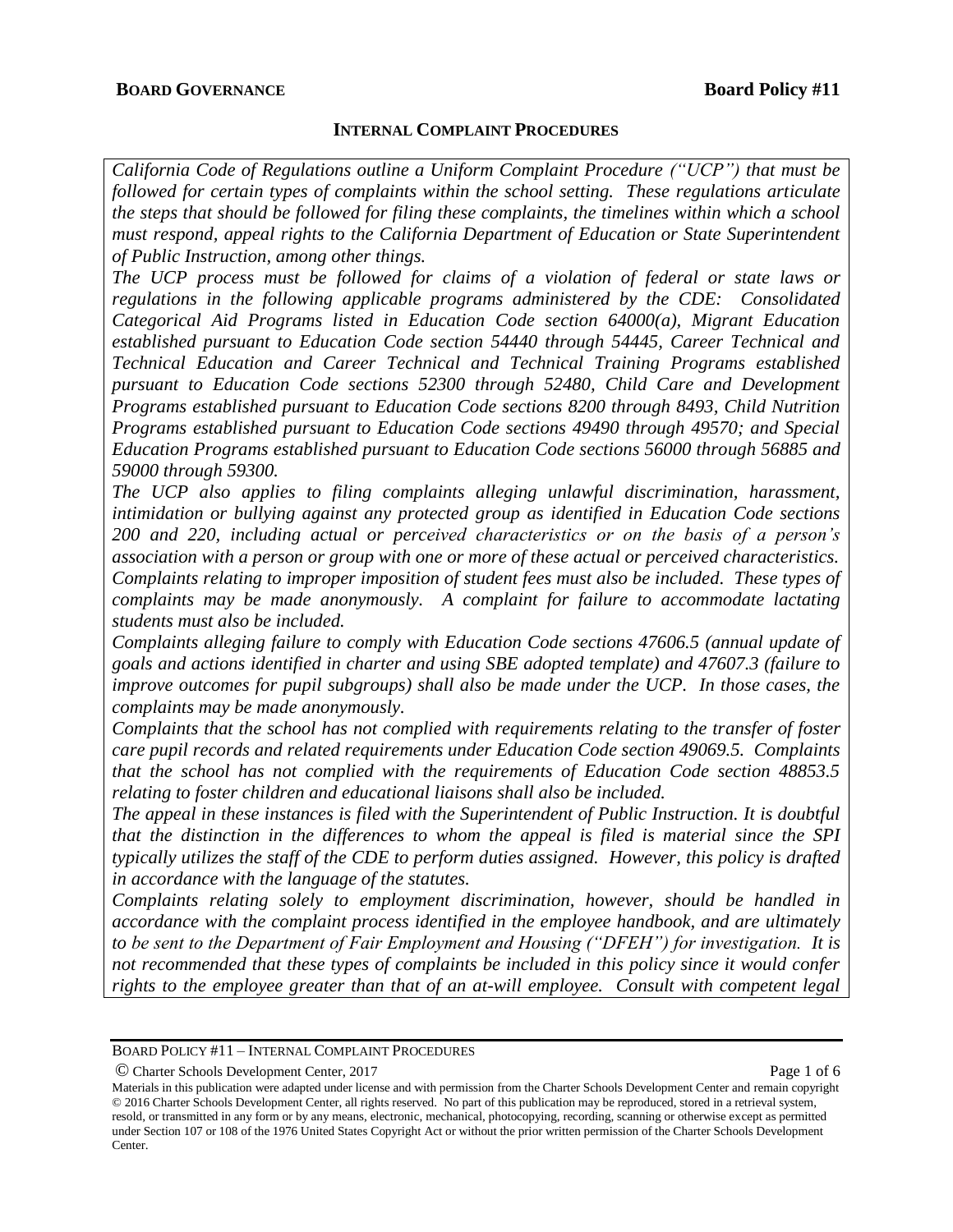**BOARD GOVERNANCE** **Board Policy #11**

## INTERNAL COMPLAINT PROCEDURES

*California Code of Regulations outline a Uniform Complaint Procedure ("UCP") that must be followed for certain types of complaints within the school setting. These regulations articulate the steps that should be followed for filing these complaints, the timelines within which a school must respond, appeal rights to the California Department of Education or State Superintendent of Public Instruction, among other things.*

*The UCP process must be followed for claims of a violation of federal or state laws or regulations in the following applicable programs administered by the CDE: Consolidated Categorical Aid Programs listed in Education Code section 64000(a), Migrant Education established pursuant to Education Code section 54440 through 54445, Career Technical and Technical Education and Career Technical and Technical Training Programs established pursuant to Education Code sections 52300 through 52480, Child Care and Development Programs established pursuant to Education Code sections 8200 through 8493, Child Nutrition Programs established pursuant to Education Code sections 49490 through 49570; and Special Education Programs established pursuant to Education Code sections 56000 through 56885 and 59000 through 59300.*

*The UCP also applies to filing complaints alleging unlawful discrimination, harassment, intimidation or bullying against any protected group as identified in Education Code sections 200 and 220, including actual or perceived characteristics or on the basis of a person's association with a person or group with one or more of these actual or perceived characteristics. Complaints relating to improper imposition of student fees must also be included. These types of complaints may be made anonymously. A complaint for failure to accommodate lactating students must also be included.*

*Complaints alleging failure to comply with Education Code sections 47606.5 (annual update of goals and actions identified in charter and using SBE adopted template) and 47607.3 (failure to improve outcomes for pupil subgroups) shall also be made under the UCP. In those cases, the complaints may be made anonymously.*

*Complaints that the school has not complied with requirements relating to the transfer of foster care pupil records and related requirements under Education Code section 49069.5. Complaints that the school has not complied with the requirements of Education Code section 48853.5 relating to foster children and educational liaisons shall also be included.*

*The appeal in these instances is filed with the Superintendent of Public Instruction. It is doubtful that the distinction in the differences to whom the appeal is filed is material since the SPI typically utilizes the staff of the CDE to perform duties assigned. However, this policy is drafted in accordance with the language of the statutes.*

*Complaints relating solely to employment discrimination, however, should be handled in accordance with the complaint process identified in the employee handbook, and are ultimately to be sent to the Department of Fair Employment and Housing ("DFEH") for investigation. It is not recommended that these types of complaints be included in this policy since it would confer rights to the employee greater than that of an at-will employee. Consult with competent legal*

© Charter Schools Development Center, 2017

Materials in this publication were adapted under license and with permission from the Charter Schools Development Center and remain copyright © 2016 Charter Schools Development Center, all rights reserved. No part of this publication may be reproduced, stored in a retrieval system, resold, or transmitted in any form or by any means, electronic, mechanical, photocopying, recording, scanning or otherwise except as permitted under Section 107 or 108 of the 1976 United States Copyright Act or without the prior written permission of the Charter Schools Development Center.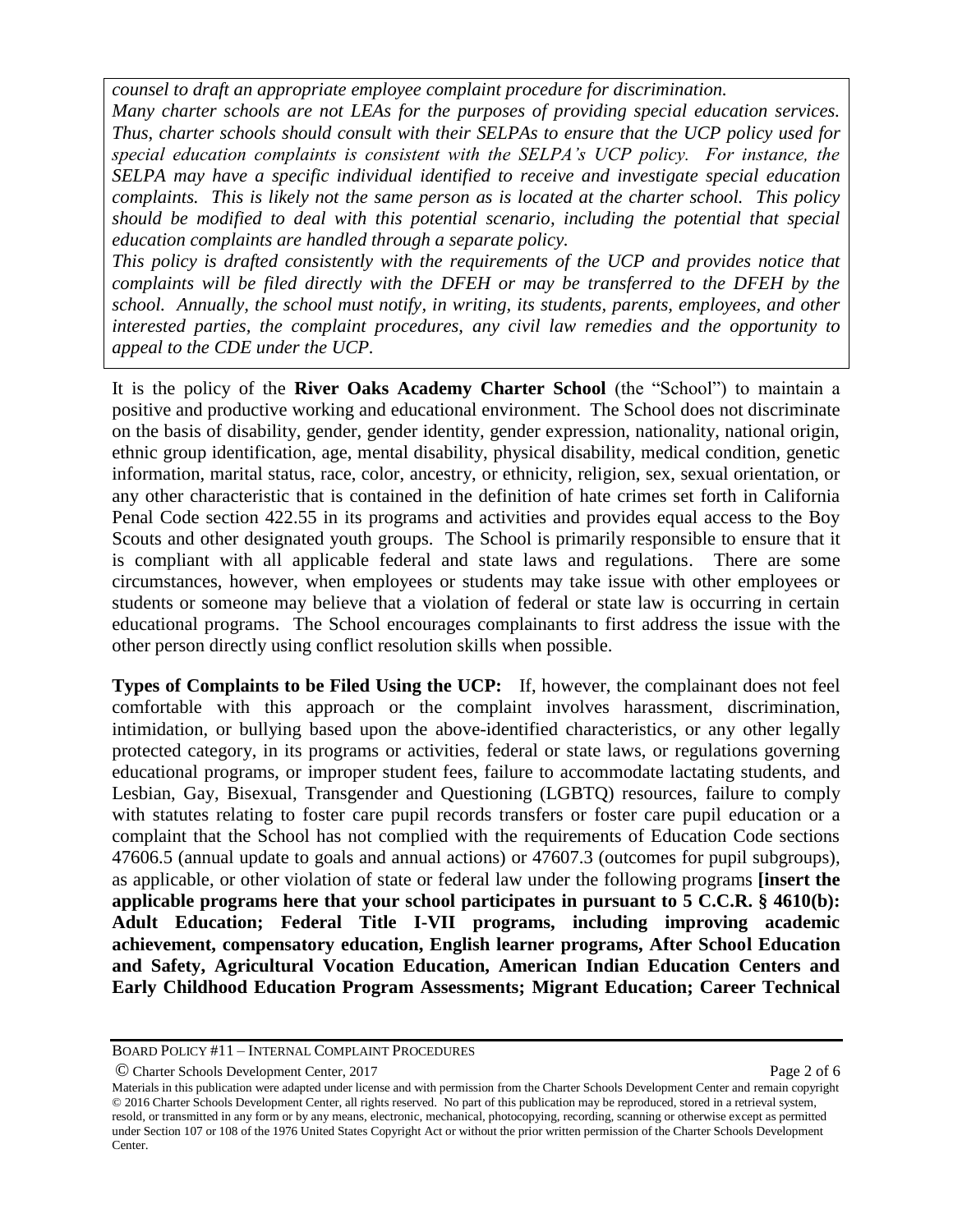*counsel to draft an appropriate employee complaint procedure for discrimination.*
*Many charter schools are not LEAs for the purposes of providing special education services. Thus, charter schools should consult with their SELPAs to ensure that the UCP policy used for special education complaints is consistent with the SELPA's UCP policy. For instance, the SELPA may have a specific individual identified to receive and investigate special education complaints. This is likely not the same person as is located at the charter school. This policy should be modified to deal with this potential scenario, including the potential that special education complaints are handled through a separate policy.*
*This policy is drafted consistently with the requirements of the UCP and provides notice that complaints will be filed directly with the DFEH or may be transferred to the DFEH by the school. Annually, the school must notify, in writing, its students, parents, employees, and other interested parties, the complaint procedures, any civil law remedies and the opportunity to appeal to the CDE under the UCP.*

It is the policy of the **River Oaks Academy Charter School** (the "School") to maintain a positive and productive working and educational environment. The School does not discriminate on the basis of disability, gender, gender identity, gender expression, nationality, national origin, ethnic group identification, age, mental disability, physical disability, medical condition, genetic information, marital status, race, color, ancestry, or ethnicity, religion, sex, sexual orientation, or any other characteristic that is contained in the definition of hate crimes set forth in California Penal Code section 422.55 in its programs and activities and provides equal access to the Boy Scouts and other designated youth groups. The School is primarily responsible to ensure that it is compliant with all applicable federal and state laws and regulations. There are some circumstances, however, when employees or students may take issue with other employees or students or someone may believe that a violation of federal or state law is occurring in certain educational programs. The School encourages complainants to first address the issue with the other person directly using conflict resolution skills when possible.

**Types of Complaints to be Filed Using the UCP:** If, however, the complainant does not feel comfortable with this approach or the complaint involves harassment, discrimination, intimidation, or bullying based upon the above-identified characteristics, or any other legally protected category, in its programs or activities, federal or state laws, or regulations governing educational programs, or improper student fees, failure to accommodate lactating students, and Lesbian, Gay, Bisexual, Transgender and Questioning (LGBTQ) resources, failure to comply with statutes relating to foster care pupil records transfers or foster care pupil education or a complaint that the School has not complied with the requirements of Education Code sections 47606.5 (annual update to goals and annual actions) or 47607.3 (outcomes for pupil subgroups), as applicable, or other violation of state or federal law under the following programs **[insert the applicable programs here that your school participates in pursuant to 5 C.C.R. § 4610(b): Adult Education; Federal Title I-VII programs, including improving academic achievement, compensatory education, English learner programs, After School Education and Safety, Agricultural Vocation Education, American Indian Education Centers and Early Childhood Education Program Assessments; Migrant Education; Career Technical**

Materials in this publication were adapted under license and with permission from the Charter Schools Development Center and remain copyright © 2016 Charter Schools Development Center, all rights reserved. No part of this publication may be reproduced, stored in a retrieval system, resold, or transmitted in any form or by any means, electronic, mechanical, photocopying, recording, scanning or otherwise except as permitted under Section 107 or 108 of the 1976 United States Copyright Act or without the prior written permission of the Charter Schools Development Center.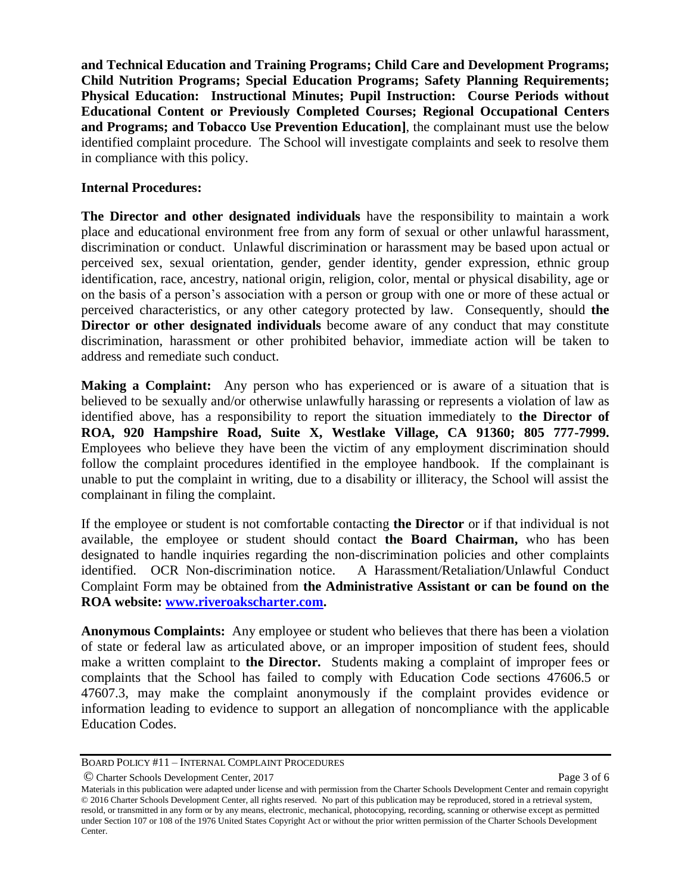**and Technical Education and Training Programs; Child Care and Development Programs; Child Nutrition Programs; Special Education Programs; Safety Planning Requirements; Physical Education: Instructional Minutes; Pupil Instruction: Course Periods without Educational Content or Previously Completed Courses; Regional Occupational Centers and Programs; and Tobacco Use Prevention Education]**, the complainant must use the below identified complaint procedure. The School will investigate complaints and seek to resolve them in compliance with this policy.

**Internal Procedures:**

**The Director and other designated individuals** have the responsibility to maintain a work place and educational environment free from any form of sexual or other unlawful harassment, discrimination or conduct. Unlawful discrimination or harassment may be based upon actual or perceived sex, sexual orientation, gender, gender identity, gender expression, ethnic group identification, race, ancestry, national origin, religion, color, mental or physical disability, age or on the basis of a person's association with a person or group with one or more of these actual or perceived characteristics, or any other category protected by law. Consequently, should **the Director or other designated individuals** become aware of any conduct that may constitute discrimination, harassment or other prohibited behavior, immediate action will be taken to address and remediate such conduct.

**Making a Complaint:** Any person who has experienced or is aware of a situation that is believed to be sexually and/or otherwise unlawfully harassing or represents a violation of law as identified above, has a responsibility to report the situation immediately to **the Director of ROA, 920 Hampshire Road, Suite X, Westlake Village, CA 91360; 805 777-7999.** Employees who believe they have been the victim of any employment discrimination should follow the complaint procedures identified in the employee handbook. If the complainant is unable to put the complaint in writing, due to a disability or illiteracy, the School will assist the complainant in filing the complaint.

If the employee or student is not comfortable contacting **the Director** or if that individual is not available, the employee or student should contact **the Board Chairman,** who has been designated to handle inquiries regarding the non-discrimination policies and other complaints identified. OCR Non-discrimination notice. A Harassment/Retaliation/Unlawful Conduct Complaint Form may be obtained from **the Administrative Assistant or can be found on the ROA website: [www.riveroakscharter.com](http://www.riveroakscharter.com).**

**Anonymous Complaints:** Any employee or student who believes that there has been a violation of state or federal law as articulated above, or an improper imposition of student fees, should make a written complaint to **the Director.** Students making a complaint of improper fees or complaints that the School has failed to comply with Education Code sections 47606.5 or 47607.3, may make the complaint anonymously if the complaint provides evidence or information leading to evidence to support an allegation of noncompliance with the applicable Education Codes.

Materials in this publication were adapted under license and with permission from the Charter Schools Development Center and remain copyright © 2016 Charter Schools Development Center, all rights reserved. No part of this publication may be reproduced, stored in a retrieval system, resold, or transmitted in any form or by any means, electronic, mechanical, photocopying, recording, scanning or otherwise except as permitted under Section 107 or 108 of the 1976 United States Copyright Act or without the prior written permission of the Charter Schools Development Center.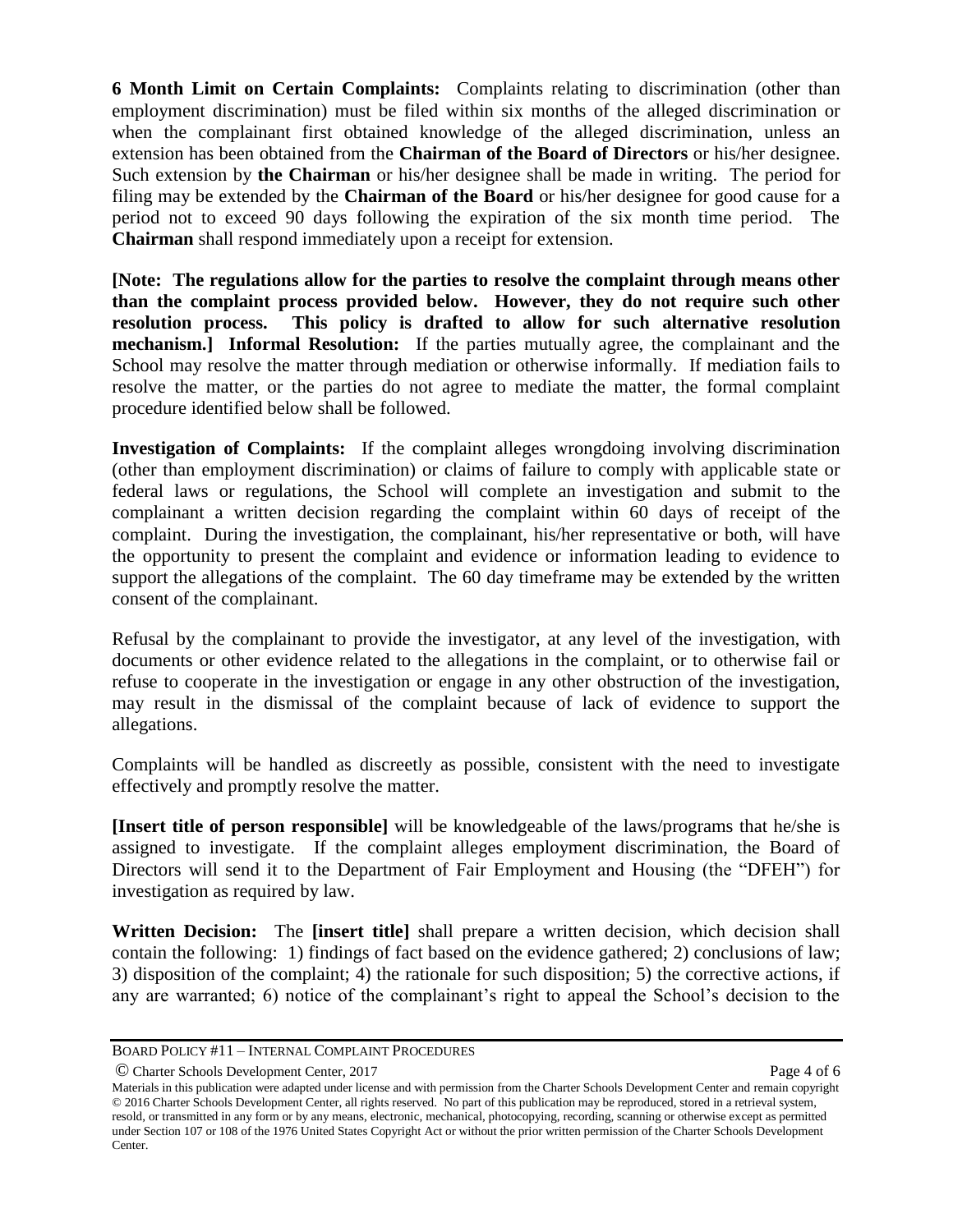**6 Month Limit on Certain Complaints:** Complaints relating to discrimination (other than employment discrimination) must be filed within six months of the alleged discrimination or when the complainant first obtained knowledge of the alleged discrimination, unless an extension has been obtained from the **Chairman of the Board of Directors** or his/her designee. Such extension by **the Chairman** or his/her designee shall be made in writing. The period for filing may be extended by the **Chairman of the Board** or his/her designee for good cause for a period not to exceed 90 days following the expiration of the six month time period. The **Chairman** shall respond immediately upon a receipt for extension.

**[Note: The regulations allow for the parties to resolve the complaint through means other than the complaint process provided below. However, they do not require such other resolution process. This policy is drafted to allow for such alternative resolution mechanism.] Informal Resolution:** If the parties mutually agree, the complainant and the School may resolve the matter through mediation or otherwise informally. If mediation fails to resolve the matter, or the parties do not agree to mediate the matter, the formal complaint procedure identified below shall be followed.

**Investigation of Complaints:** If the complaint alleges wrongdoing involving discrimination (other than employment discrimination) or claims of failure to comply with applicable state or federal laws or regulations, the School will complete an investigation and submit to the complainant a written decision regarding the complaint within 60 days of receipt of the complaint. During the investigation, the complainant, his/her representative or both, will have the opportunity to present the complaint and evidence or information leading to evidence to support the allegations of the complaint. The 60 day timeframe may be extended by the written consent of the complainant.

Refusal by the complainant to provide the investigator, at any level of the investigation, with documents or other evidence related to the allegations in the complaint, or to otherwise fail or refuse to cooperate in the investigation or engage in any other obstruction of the investigation, may result in the dismissal of the complaint because of lack of evidence to support the allegations.

Complaints will be handled as discreetly as possible, consistent with the need to investigate effectively and promptly resolve the matter.

**[Insert title of person responsible]** will be knowledgeable of the laws/programs that he/she is assigned to investigate. If the complaint alleges employment discrimination, the Board of Directors will send it to the Department of Fair Employment and Housing (the "DFEH") for investigation as required by law.

**Written Decision:** The **[insert title]** shall prepare a written decision, which decision shall contain the following: 1) findings of fact based on the evidence gathered; 2) conclusions of law; 3) disposition of the complaint; 4) the rationale for such disposition; 5) the corrective actions, if any are warranted; 6) notice of the complainant's right to appeal the School's decision to the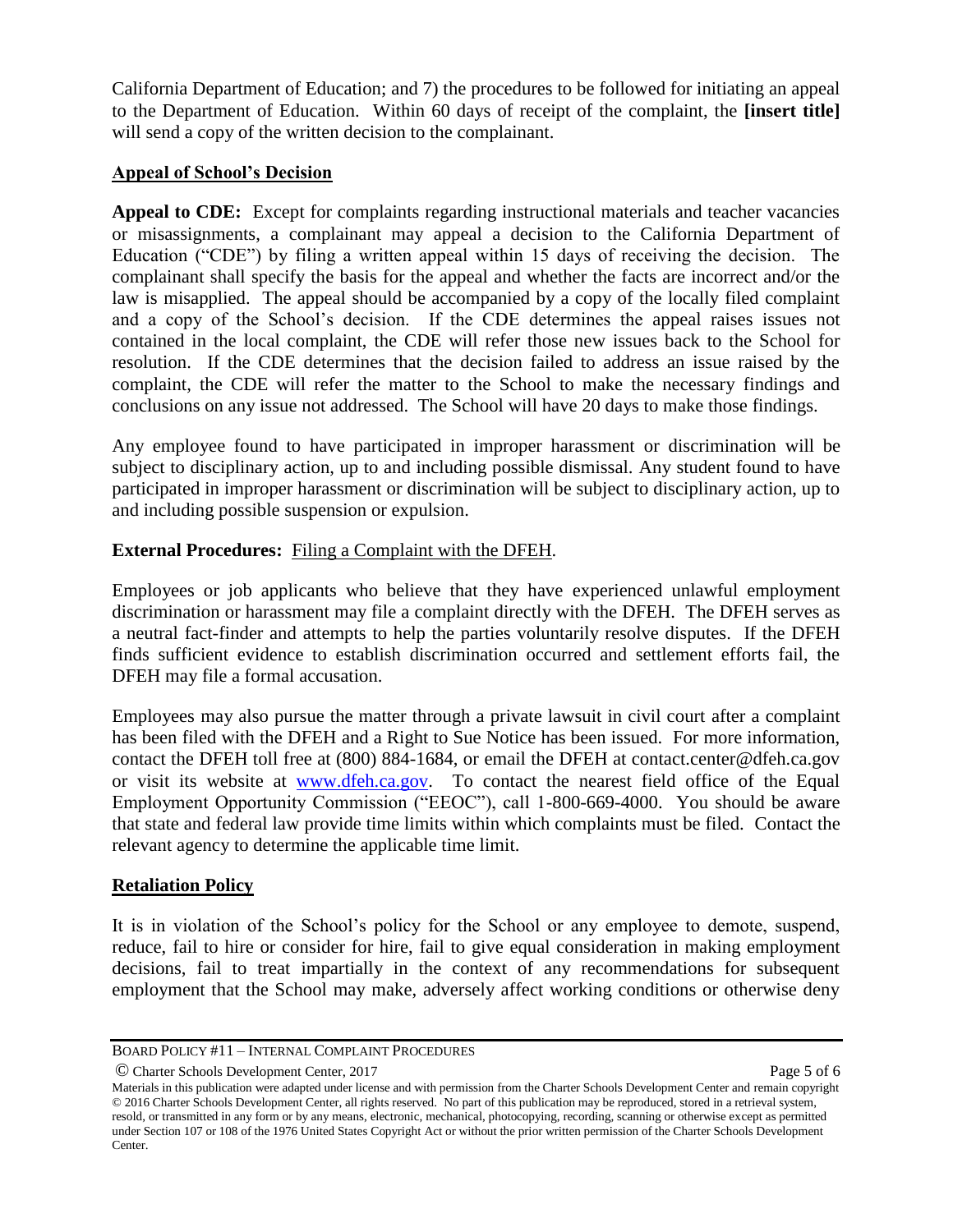California Department of Education; and 7) the procedures to be followed for initiating an appeal to the Department of Education. Within 60 days of receipt of the complaint, the **[insert title]** will send a copy of the written decision to the complainant.

## Appeal of School's Decision

**Appeal to CDE:** Except for complaints regarding instructional materials and teacher vacancies or misassignments, a complainant may appeal a decision to the California Department of Education ("CDE") by filing a written appeal within 15 days of receiving the decision. The complainant shall specify the basis for the appeal and whether the facts are incorrect and/or the law is misapplied. The appeal should be accompanied by a copy of the locally filed complaint and a copy of the School's decision. If the CDE determines the appeal raises issues not contained in the local complaint, the CDE will refer those new issues back to the School for resolution. If the CDE determines that the decision failed to address an issue raised by the complaint, the CDE will refer the matter to the School to make the necessary findings and conclusions on any issue not addressed. The School will have 20 days to make those findings.

Any employee found to have participated in improper harassment or discrimination will be subject to disciplinary action, up to and including possible dismissal. Any student found to have participated in improper harassment or discrimination will be subject to disciplinary action, up to and including possible suspension or expulsion.

**External Procedures:** Filing a Complaint with the DFEH.

Employees or job applicants who believe that they have experienced unlawful employment discrimination or harassment may file a complaint directly with the DFEH. The DFEH serves as a neutral fact-finder and attempts to help the parties voluntarily resolve disputes. If the DFEH finds sufficient evidence to establish discrimination occurred and settlement efforts fail, the DFEH may file a formal accusation.

Employees may also pursue the matter through a private lawsuit in civil court after a complaint has been filed with the DFEH and a Right to Sue Notice has been issued. For more information, contact the DFEH toll free at (800) 884-1684, or email the DFEH at contact.center@dfeh.ca.gov or visit its website at www.dfeh.ca.gov. To contact the nearest field office of the Equal Employment Opportunity Commission ("EEOC"), call 1-800-669-4000. You should be aware that state and federal law provide time limits within which complaints must be filed. Contact the relevant agency to determine the applicable time limit.

## Retaliation Policy

It is in violation of the School's policy for the School or any employee to demote, suspend, reduce, fail to hire or consider for hire, fail to give equal consideration in making employment decisions, fail to treat impartially in the context of any recommendations for subsequent employment that the School may make, adversely affect working conditions or otherwise deny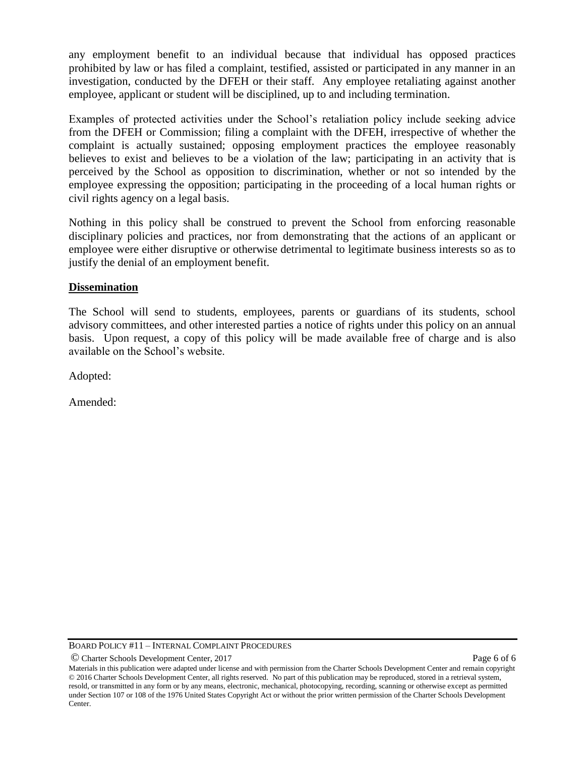any employment benefit to an individual because that individual has opposed practices prohibited by law or has filed a complaint, testified, assisted or participated in any manner in an investigation, conducted by the DFEH or their staff. Any employee retaliating against another employee, applicant or student will be disciplined, up to and including termination.

Examples of protected activities under the School's retaliation policy include seeking advice from the DFEH or Commission; filing a complaint with the DFEH, irrespective of whether the complaint is actually sustained; opposing employment practices the employee reasonably believes to exist and believes to be a violation of the law; participating in an activity that is perceived by the School as opposition to discrimination, whether or not so intended by the employee expressing the opposition; participating in the proceeding of a local human rights or civil rights agency on a legal basis.

Nothing in this policy shall be construed to prevent the School from enforcing reasonable disciplinary policies and practices, nor from demonstrating that the actions of an applicant or employee were either disruptive or otherwise detrimental to legitimate business interests so as to justify the denial of an employment benefit.

**Dissemination**

The School will send to students, employees, parents or guardians of its students, school advisory committees, and other interested parties a notice of rights under this policy on an annual basis. Upon request, a copy of this policy will be made available free of charge and is also available on the School's website.

Adopted:

Amended:

Materials in this publication were adapted under license and with permission from the Charter Schools Development Center and remain copyright © 2016 Charter Schools Development Center, all rights reserved. No part of this publication may be reproduced, stored in a retrieval system, resold, or transmitted in any form or by any means, electronic, mechanical, photocopying, recording, scanning or otherwise except as permitted under Section 107 or 108 of the 1976 United States Copyright Act or without the prior written permission of the Charter Schools Development Center.